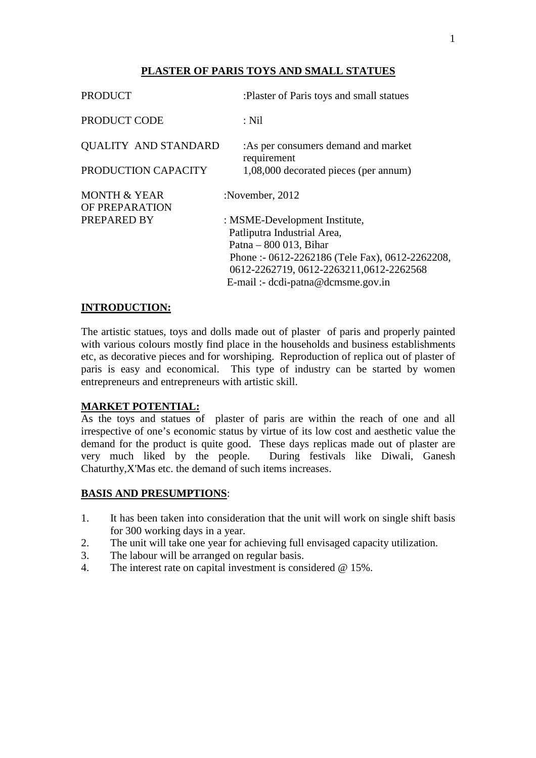# PLASTER OF PARIS TOYS AND SMALL STATUES

| | |
|---|---|
| PRODUCT | :Plaster of Paris toys and small statues |
| PRODUCT CODE | : Nil |
| QUALITY AND STANDARD | :As per consumers demand and market requirement |
| PRODUCTION CAPACITY | 1,08,000 decorated pieces (per annum) |
| MONTH & YEAR OF PREPARATION | :November, 2012 |
| PREPARED BY | : MSME-Development Institute, Patliputra Industrial Area, Patna – 800 013, Bihar Phone :- 0612-2262186 (Tele Fax), 0612-2262208, 0612-2262719, 0612-2263211,0612-2262568 E-mail :- dcdi-patna@dcmsme.gov.in |

## INTRODUCTION:

The artistic statues, toys and dolls made out of plaster of paris and properly painted with various colours mostly find place in the households and business establishments etc, as decorative pieces and for worshiping. Reproduction of replica out of plaster of paris is easy and economical. This type of industry can be started by women entrepreneurs and entrepreneurs with artistic skill.

## MARKET POTENTIAL:

As the toys and statues of plaster of paris are within the reach of one and all irrespective of one's economic status by virtue of its low cost and aesthetic value the demand for the product is quite good. These days replicas made out of plaster are very much liked by the people. During festivals like Diwali, Ganesh Chaturthy,X'Mas etc. the demand of such items increases.

## BASIS AND PRESUMPTIONS:

1. It has been taken into consideration that the unit will work on single shift basis for 300 working days in a year.
2. The unit will take one year for achieving full envisaged capacity utilization.
3. The labour will be arranged on regular basis.
4. The interest rate on capital investment is considered @ 15%.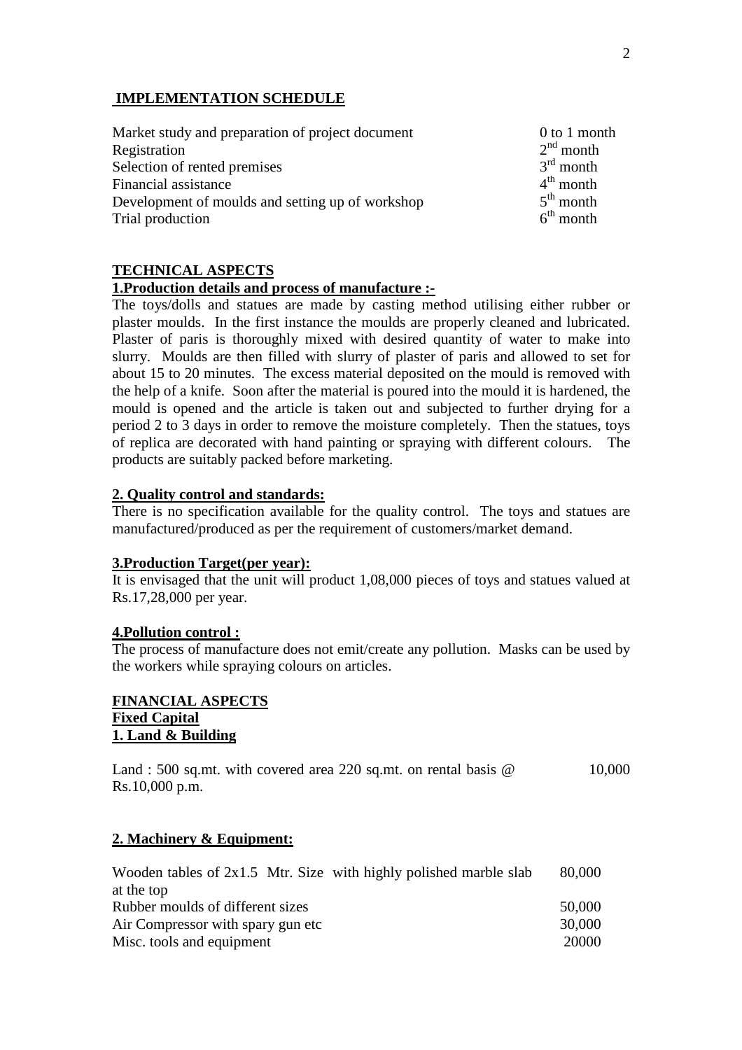## IMPLEMENTATION SCHEDULE

| | |
|---|---|
| Market study and preparation of project document | 0 to 1 month |
| Registration | 2nd month |
| Selection of rented premises | 3rd month |
| Financial assistance | 4th month |
| Development of moulds and setting up of workshop | 5th month |
| Trial production | 6th month |

## TECHNICAL ASPECTS

### 1.Production details and process of manufacture :-

The toys/dolls and statues are made by casting method utilising either rubber or plaster moulds. In the first instance the moulds are properly cleaned and lubricated. Plaster of paris is thoroughly mixed with desired quantity of water to make into slurry. Moulds are then filled with slurry of plaster of paris and allowed to set for about 15 to 20 minutes. The excess material deposited on the mould is removed with the help of a knife. Soon after the material is poured into the mould it is hardened, the mould is opened and the article is taken out and subjected to further drying for a period 2 to 3 days in order to remove the moisture completely. Then the statues, toys of replica are decorated with hand painting or spraying with different colours. The products are suitably packed before marketing.

### 2. Quality control and standards:

There is no specification available for the quality control. The toys and statues are manufactured/produced as per the requirement of customers/market demand.

### 3.Production Target(per year):

It is envisaged that the unit will product 1,08,000 pieces of toys and statues valued at Rs.17,28,000 per year.

### 4.Pollution control :

The process of manufacture does not emit/create any pollution. Masks can be used by the workers while spraying colours on articles.

## FINANCIAL ASPECTS

### Fixed Capital

### 1. Land & Building

| | |
|---|---|
| Land : 500 sq.mt. with covered area 220 sq.mt. on rental basis @ Rs.10,000 p.m. | 10,000 |

### 2. Machinery & Equipment:

| | |
|---|---|
| Wooden tables of 2x1.5 Mtr. Size with highly polished marble slab at the top | 80,000 |
| Rubber moulds of different sizes | 50,000 |
| Air Compressor with spary gun etc | 30,000 |
| Misc. tools and equipment | 20000 |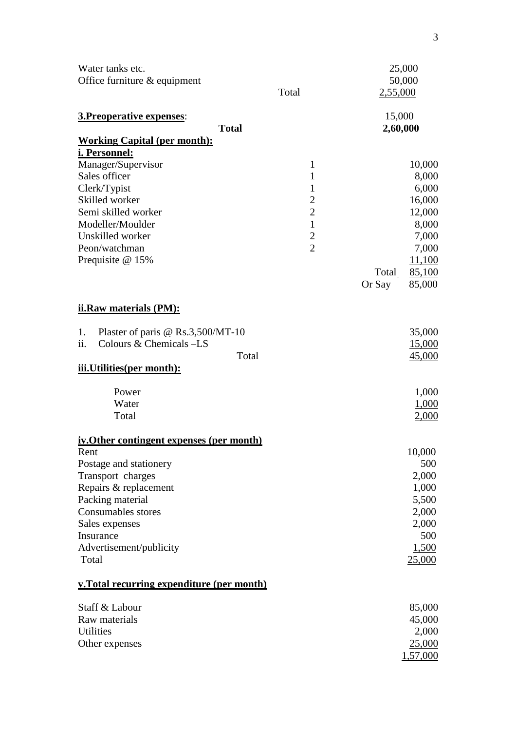| | | |
|---|---|---|
| Water tanks etc. | | 25,000 |
| Office furniture & equipment | | 50,000 |
| | Total | 2,55,000 |

**3.Preoperative expenses**: 15,000

| | |
|---|---|
| **Total** | **2,60,000** |

**Working Capital (per month):**

**i. Personnel:**

| | | |
|---|---|---|
| Manager/Supervisor | 1 | 10,000 |
| Sales officer | 1 | 8,000 |
| Clerk/Typist | 1 | 6,000 |
| Skilled worker | 2 | 16,000 |
| Semi skilled worker | 2 | 12,000 |
| Modeller/Moulder | 1 | 8,000 |
| Unskilled worker | 2 | 7,000 |
| Peon/watchman | 2 | 7,000 |
| Prequisite @ 15% | | 11,100 |
| | Total | 85,100 |
| | Or Say | 85,000 |

**ii.Raw materials (PM):**

| | |
|---|---|
| 1. Plaster of paris @ Rs.3,500/MT-10 | 35,000 |
| ii. Colours & Chemicals –LS | 15,000 |
| Total | 45,000 |

**iii.Utilities(per month):**

| | |
|---|---|
| Power | 1,000 |
| Water | 1,000 |
| Total | 2,000 |

**iv.Other contingent expenses (per month)**

| | |
|---|---|
| Rent | 10,000 |
| Postage and stationery | 500 |
| Transport charges | 2,000 |
| Repairs & replacement | 1,000 |
| Packing material | 5,500 |
| Consumables stores | 2,000 |
| Sales expenses | 2,000 |
| Insurance | 500 |
| Advertisement/publicity | 1,500 |
| Total | 25,000 |

**v.Total recurring expenditure (per month)**

| | |
|---|---|
| Staff & Labour | 85,000 |
| Raw materials | 45,000 |
| Utilities | 2,000 |
| Other expenses | 25,000 |
| | 1,57,000 |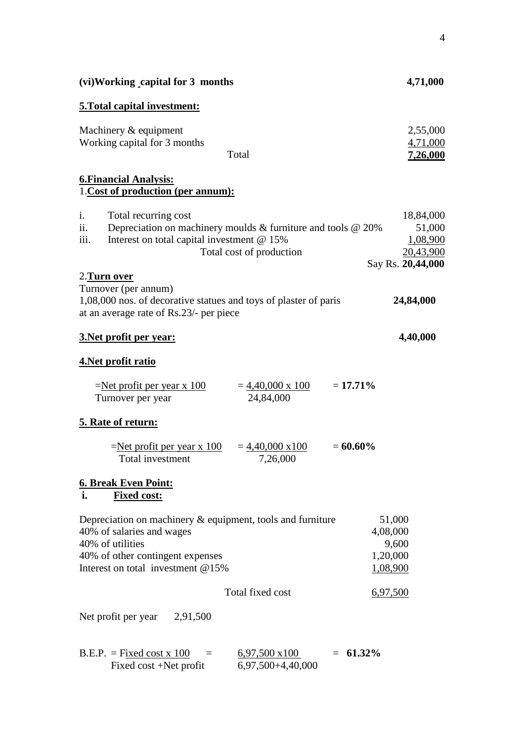**(vi) Working capital for 3 months** **4,71,000**

**5. Total capital investment:**

| | |
|---|---|
| Machinery & equipment | 2,55,000 |
| Working capital for 3 months | 4,71,000 |
| Total | **7,26,000** |

**6. Financial Analysis:**

1. **Cost of production (per annum):**

| | | |
|---|---|---|
| i. | Total recurring cost | 18,84,000 |
| ii. | Depreciation on machinery moulds & furniture and tools @ 20% | 51,000 |
| iii. | Interest on total capital investment @ 15% | 1,08,900 |
| | Total cost of production | 20,43,900 |
| | | Say Rs. **20,44,000** |

2. **Turn over**

Turnover (per annum)

1,08,000 nos. of decorative statues and toys of plaster of paris at an average rate of Rs.23/- per piece **24,84,000**

**3. Net profit per year:** **4,40,000**

**4. Net profit ratio**

$$= \frac{\text{Net profit per year} \times 100}{\text{Turnover per year}} = \frac{4,40,000 \times 100}{24,84,000} = \mathbf{17.71\%}$$

**5. Rate of return:**

$$= \frac{\text{Net profit per year} \times 100}{\text{Total investment}} = \frac{4,40,000 \times 100}{7,26,000} = \mathbf{60.60\%}$$

**6. Break Even Point:**

**i. Fixed cost:**

| | |
|---|---|
| Depreciation on machinery & equipment, tools and furniture | 51,000 |
| 40% of salaries and wages | 4,08,000 |
| 40% of utilities | 9,600 |
| 40% of other contingent expenses | 1,20,000 |
| Interest on total investment @15% | 1,08,900 |
| Total fixed cost | 6,97,500 |

Net profit per year 2,91,500

$$\text{B.E.P.} = \frac{\text{Fixed cost} \times 100}{\text{Fixed cost} + \text{Net profit}} = \frac{6,97,500 \times 100}{6,97,500 + 4,40,000} = \mathbf{61.32\%}$$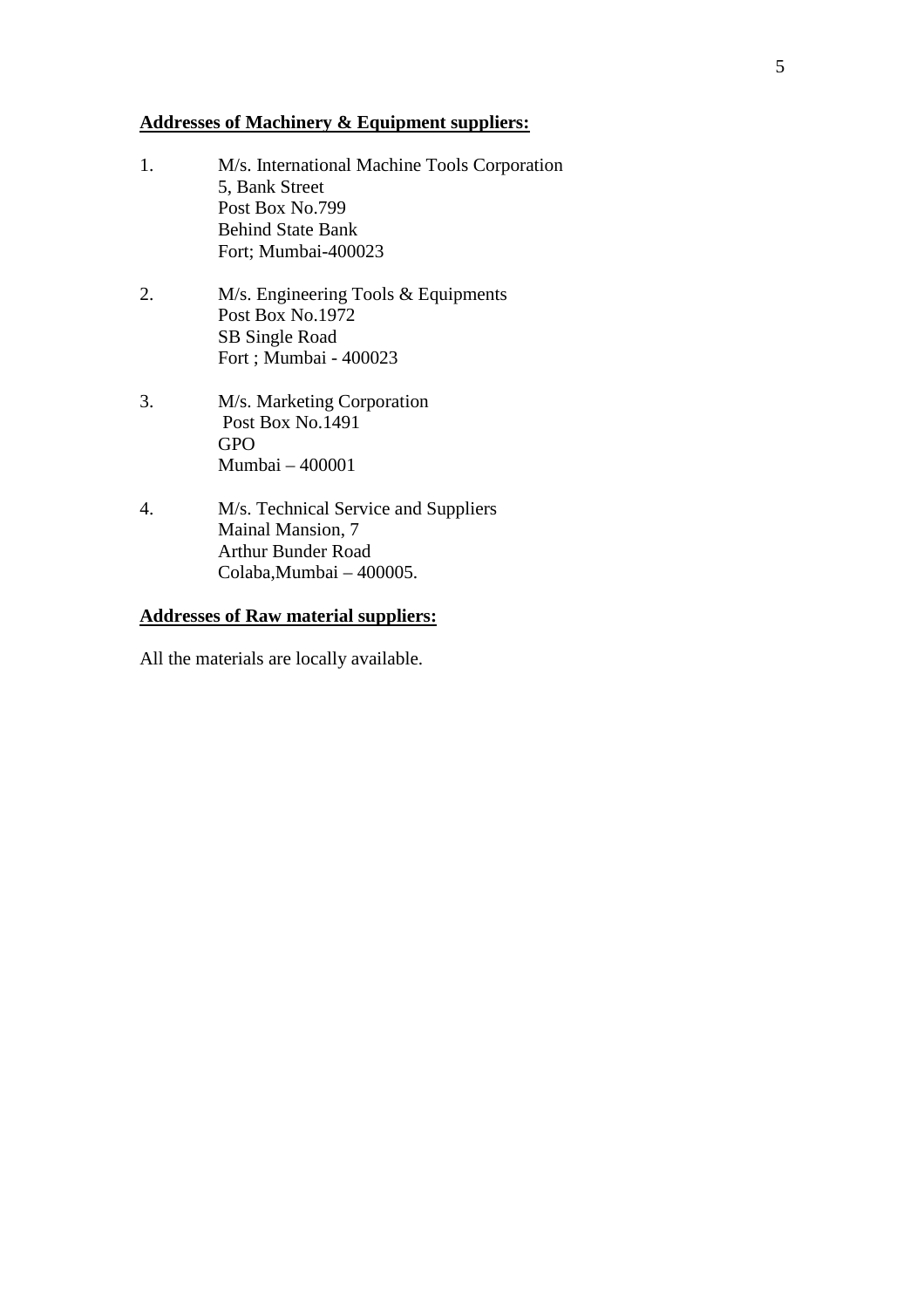**Addresses of Machinery & Equipment suppliers:**

1. M/s. International Machine Tools Corporation
   5, Bank Street
   Post Box No.799
   Behind State Bank
   Fort; Mumbai-400023

2. M/s. Engineering Tools & Equipments
   Post Box No.1972
   SB Single Road
   Fort ; Mumbai - 400023

3. M/s. Marketing Corporation
   Post Box No.1491
   GPO
   Mumbai – 400001

4. M/s. Technical Service and Suppliers
   Mainal Mansion, 7
   Arthur Bunder Road
   Colaba,Mumbai – 400005.

**Addresses of Raw material suppliers:**

All the materials are locally available.